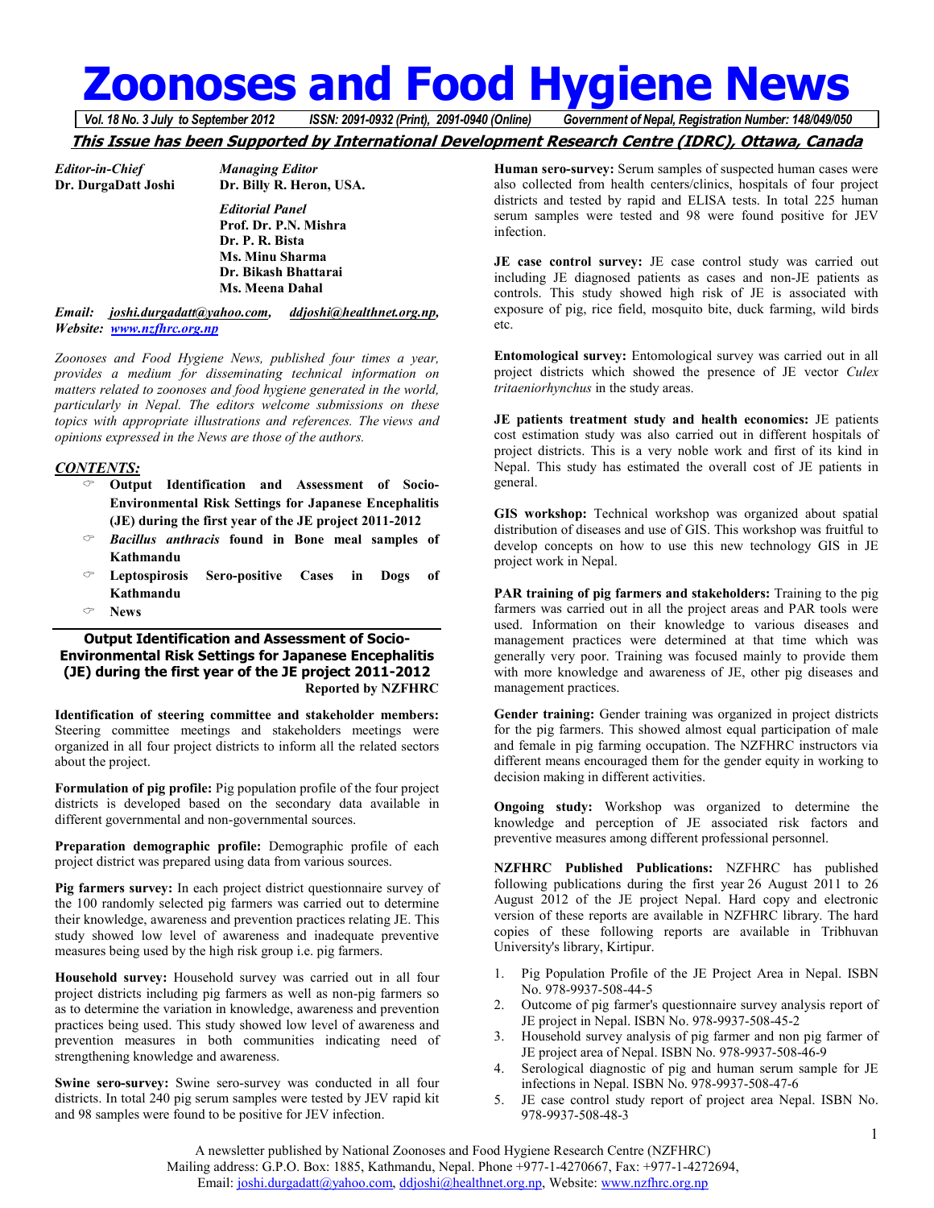# Zoonoses and Food Hygiene News

*Vol. 18 No. 3 July to September 2012   ISSN: 2091-0932 (Print), 2091-0940 (Online)   Government of Nepal, Registration Number: 148/049/050*

***This Issue has been Supported by International Development Research Centre (IDRC), Ottawa, Canada***

*Editor-in-Chief*
**Dr. DurgaDatt Joshi**

*Managing Editor*
**Dr. Billy R. Heron, USA.**

*Editorial Panel*
**Prof. Dr. P.N. Mishra**
**Dr. P. R. Bista**
**Ms. Minu Sharma**
**Dr. Bikash Bhattarai**
**Ms. Meena Dahal**

*Email: joshi.durgadatt@yahoo.com, ddjoshi@healthnet.org.np,*
*Website: www.nzfhrc.org.np*

*Zoonoses and Food Hygiene News, published four times a year, provides a medium for disseminating technical information on matters related to zoonoses and food hygiene generated in the world, particularly in Nepal. The editors welcome submissions on these topics with appropriate illustrations and references. The views and opinions expressed in the News are those of the authors.*

***CONTENTS:***

- **Output Identification and Assessment of Socio-Environmental Risk Settings for Japanese Encephalitis (JE) during the first year of the JE project 2011-2012**
- ***Bacillus anthracis* found in Bone meal samples of Kathmandu**
- **Leptospirosis Sero-positive Cases in Dogs of Kathmandu**
- **News**

## Output Identification and Assessment of Socio-Environmental Risk Settings for Japanese Encephalitis (JE) during the first year of the JE project 2011-2012

**Reported by NZFHRC**

**Identification of steering committee and stakeholder members:** Steering committee meetings and stakeholders meetings were organized in all four project districts to inform all the related sectors about the project.

**Formulation of pig profile:** Pig population profile of the four project districts is developed based on the secondary data available in different governmental and non-governmental sources.

**Preparation demographic profile:** Demographic profile of each project district was prepared using data from various sources.

**Pig farmers survey:** In each project district questionnaire survey of the 100 randomly selected pig farmers was carried out to determine their knowledge, awareness and prevention practices relating JE. This study showed low level of awareness and inadequate preventive measures being used by the high risk group i.e. pig farmers.

**Household survey:** Household survey was carried out in all four project districts including pig farmers as well as non-pig farmers so as to determine the variation in knowledge, awareness and prevention practices being used. This study showed low level of awareness and prevention measures in both communities indicating need of strengthening knowledge and awareness.

**Swine sero-survey:** Swine sero-survey was conducted in all four districts. In total 240 pig serum samples were tested by JEV rapid kit and 98 samples were found to be positive for JEV infection.

**Human sero-survey:** Serum samples of suspected human cases were also collected from health centers/clinics, hospitals of four project districts and tested by rapid and ELISA tests. In total 225 human serum samples were tested and 98 were found positive for JEV infection.

**JE case control survey:** JE case control study was carried out including JE diagnosed patients as cases and non-JE patients as controls. This study showed high risk of JE is associated with exposure of pig, rice field, mosquito bite, duck farming, wild birds etc.

**Entomological survey:** Entomological survey was carried out in all project districts which showed the presence of JE vector *Culex tritaeniorhynchus* in the study areas.

**JE patients treatment study and health economics:** JE patients cost estimation study was also carried out in different hospitals of project districts. This is a very noble work and first of its kind in Nepal. This study has estimated the overall cost of JE patients in general.

**GIS workshop:** Technical workshop was organized about spatial distribution of diseases and use of GIS. This workshop was fruitful to develop concepts on how to use this new technology GIS in JE project work in Nepal.

**PAR training of pig farmers and stakeholders:** Training to the pig farmers was carried out in all the project areas and PAR tools were used. Information on their knowledge to various diseases and management practices were determined at that time which was generally very poor. Training was focused mainly to provide them with more knowledge and awareness of JE, other pig diseases and management practices.

**Gender training:** Gender training was organized in project districts for the pig farmers. This showed almost equal participation of male and female in pig farming occupation. The NZFHRC instructors via different means encouraged them for the gender equity in working to decision making in different activities.

**Ongoing study:** Workshop was organized to determine the knowledge and perception of JE associated risk factors and preventive measures among different professional personnel.

**NZFHRC Published Publications:** NZFHRC has published following publications during the first year 26 August 2011 to 26 August 2012 of the JE project Nepal. Hard copy and electronic version of these reports are available in NZFHRC library. The hard copies of these following reports are available in Tribhuvan University's library, Kirtipur.

1. Pig Population Profile of the JE Project Area in Nepal. ISBN No. 978-9937-508-44-5
2. Outcome of pig farmer's questionnaire survey analysis report of JE project in Nepal. ISBN No. 978-9937-508-45-2
3. Household survey analysis of pig farmer and non pig farmer of JE project area of Nepal. ISBN No. 978-9937-508-46-9
4. Serological diagnostic of pig and human serum sample for JE infections in Nepal. ISBN No. 978-9937-508-47-6
5. JE case control study report of project area Nepal. ISBN No. 978-9937-508-48-3

A newsletter published by National Zoonoses and Food Hygiene Research Centre (NZFHRC)
Mailing address: G.P.O. Box: 1885, Kathmandu, Nepal. Phone +977-1-4270667, Fax: +977-1-4272694,
Email: joshi.durgadatt@yahoo.com, ddjoshi@healthnet.org.np, Website: www.nzfhrc.org.np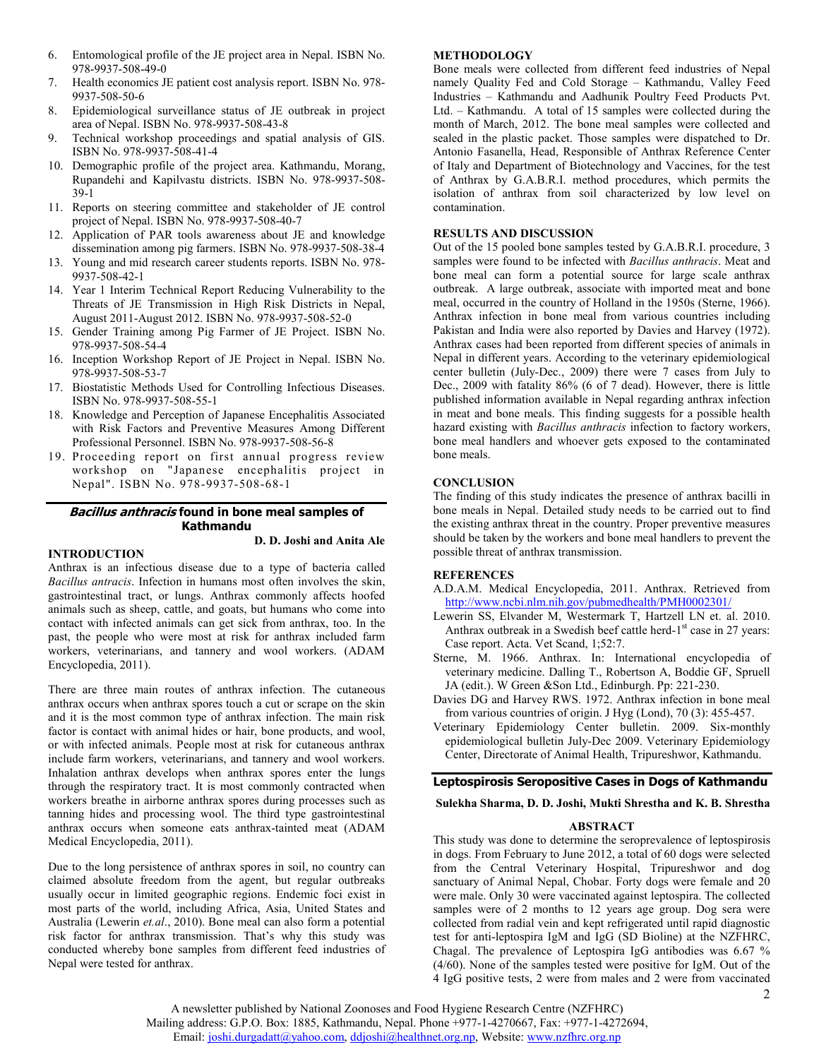6. Entomological profile of the JE project area in Nepal. ISBN No. 978-9937-508-49-0
7. Health economics JE patient cost analysis report. ISBN No. 978-9937-508-50-6
8. Epidemiological surveillance status of JE outbreak in project area of Nepal. ISBN No. 978-9937-508-43-8
9. Technical workshop proceedings and spatial analysis of GIS. ISBN No. 978-9937-508-41-4
10. Demographic profile of the project area. Kathmandu, Morang, Rupandehi and Kapilvastu districts. ISBN No. 978-9937-508-39-1
11. Reports on steering committee and stakeholder of JE control project of Nepal. ISBN No. 978-9937-508-40-7
12. Application of PAR tools awareness about JE and knowledge dissemination among pig farmers. ISBN No. 978-9937-508-38-4
13. Young and mid research career students reports. ISBN No. 978-9937-508-42-1
14. Year 1 Interim Technical Report Reducing Vulnerability to the Threats of JE Transmission in High Risk Districts in Nepal, August 2011-August 2012. ISBN No. 978-9937-508-52-0
15. Gender Training among Pig Farmer of JE Project. ISBN No. 978-9937-508-54-4
16. Inception Workshop Report of JE Project in Nepal. ISBN No. 978-9937-508-53-7
17. Biostatistic Methods Used for Controlling Infectious Diseases. ISBN No. 978-9937-508-55-1
18. Knowledge and Perception of Japanese Encephalitis Associated with Risk Factors and Preventive Measures Among Different Professional Personnel. ISBN No. 978-9937-508-56-8
19. Proceeding report on first annual progress review workshop on "Japanese encephalitis project in Nepal". ISBN No. 978-9937-508-68-1

## *Bacillus anthracis* found in bone meal samples of Kathmandu

**D. D. Joshi and Anita Ale**

### INTRODUCTION

Anthrax is an infectious disease due to a type of bacteria called *Bacillus antracis*. Infection in humans most often involves the skin, gastrointestinal tract, or lungs. Anthrax commonly affects hoofed animals such as sheep, cattle, and goats, but humans who come into contact with infected animals can get sick from anthrax, too. In the past, the people who were most at risk for anthrax included farm workers, veterinarians, and tannery and wool workers. (ADAM Encyclopedia, 2011).

There are three main routes of anthrax infection. The cutaneous anthrax occurs when anthrax spores touch a cut or scrape on the skin and it is the most common type of anthrax infection. The main risk factor is contact with animal hides or hair, bone products, and wool, or with infected animals. People most at risk for cutaneous anthrax include farm workers, veterinarians, and tannery and wool workers. Inhalation anthrax develops when anthrax spores enter the lungs through the respiratory tract. It is most commonly contracted when workers breathe in airborne anthrax spores during processes such as tanning hides and processing wool. The third type gastrointestinal anthrax occurs when someone eats anthrax-tainted meat (ADAM Medical Encyclopedia, 2011).

Due to the long persistence of anthrax spores in soil, no country can claimed absolute freedom from the agent, but regular outbreaks usually occur in limited geographic regions. Endemic foci exist in most parts of the world, including Africa, Asia, United States and Australia (Lewerin *et.al*., 2010). Bone meal can also form a potential risk factor for anthrax transmission. That's why this study was conducted whereby bone samples from different feed industries of Nepal were tested for anthrax.

### METHODOLOGY

Bone meals were collected from different feed industries of Nepal namely Quality Fed and Cold Storage – Kathmandu, Valley Feed Industries – Kathmandu and Aadhunik Poultry Feed Products Pvt. Ltd. – Kathmandu. A total of 15 samples were collected during the month of March, 2012. The bone meal samples were collected and sealed in the plastic packet. Those samples were dispatched to Dr. Antonio Fasanella, Head, Responsible of Anthrax Reference Center of Italy and Department of Biotechnology and Vaccines, for the test of Anthrax by G.A.B.R.I. method procedures, which permits the isolation of anthrax from soil characterized by low level on contamination.

### RESULTS AND DISCUSSION

Out of the 15 pooled bone samples tested by G.A.B.R.I. procedure, 3 samples were found to be infected with *Bacillus anthracis*. Meat and bone meal can form a potential source for large scale anthrax outbreak. A large outbreak, associate with imported meat and bone meal, occurred in the country of Holland in the 1950s (Sterne, 1966). Anthrax infection in bone meal from various countries including Pakistan and India were also reported by Davies and Harvey (1972). Anthrax cases had been reported from different species of animals in Nepal in different years. According to the veterinary epidemiological center bulletin (July-Dec., 2009) there were 7 cases from July to Dec., 2009 with fatality 86% (6 of 7 dead). However, there is little published information available in Nepal regarding anthrax infection in meat and bone meals. This finding suggests for a possible health hazard existing with *Bacillus anthracis* infection to factory workers, bone meal handlers and whoever gets exposed to the contaminated bone meals.

### CONCLUSION

The finding of this study indicates the presence of anthrax bacilli in bone meals in Nepal. Detailed study needs to be carried out to find the existing anthrax threat in the country. Proper preventive measures should be taken by the workers and bone meal handlers to prevent the possible threat of anthrax transmission.

### REFERENCES

A.D.A.M. Medical Encyclopedia, 2011. Anthrax. Retrieved from http://www.ncbi.nlm.nih.gov/pubmedhealth/PMH0002301/

Lewerin SS, Elvander M, Westermark T, Hartzell LN et. al. 2010. Anthrax outbreak in a Swedish beef cattle herd-1st case in 27 years: Case report. Acta. Vet Scand, 1;52:7.

Sterne, M. 1966. Anthrax. In: International encyclopedia of veterinary medicine. Dalling T., Robertson A, Boddie GF, Spruell JA (edit.). W Green &Son Ltd., Edinburgh. Pp: 221-230.

Davies DG and Harvey RWS. 1972. Anthrax infection in bone meal from various countries of origin. J Hyg (Lond), 70 (3): 455-457.

Veterinary Epidemiology Center bulletin. 2009. Six-monthly epidemiological bulletin July-Dec 2009. Veterinary Epidemiology Center, Directorate of Animal Health, Tripureshwor, Kathmandu.

## Leptospirosis Seropositive Cases in Dogs of Kathmandu

**Sulekha Sharma, D. D. Joshi, Mukti Shrestha and K. B. Shrestha**

### ABSTRACT

This study was done to determine the seroprevalence of leptospirosis in dogs. From February to June 2012, a total of 60 dogs were selected from the Central Veterinary Hospital, Tripureshwor and dog sanctuary of Animal Nepal, Chobar. Forty dogs were female and 20 were male. Only 30 were vaccinated against leptospira. The collected samples were of 2 months to 12 years age group. Dog sera were collected from radial vein and kept refrigerated until rapid diagnostic test for anti-leptospira IgM and IgG (SD Bioline) at the NZFHRC, Chagal. The prevalence of Leptospira IgG antibodies was 6.67 % (4/60). None of the samples tested were positive for IgM. Out of the 4 IgG positive tests, 2 were from males and 2 were from vaccinated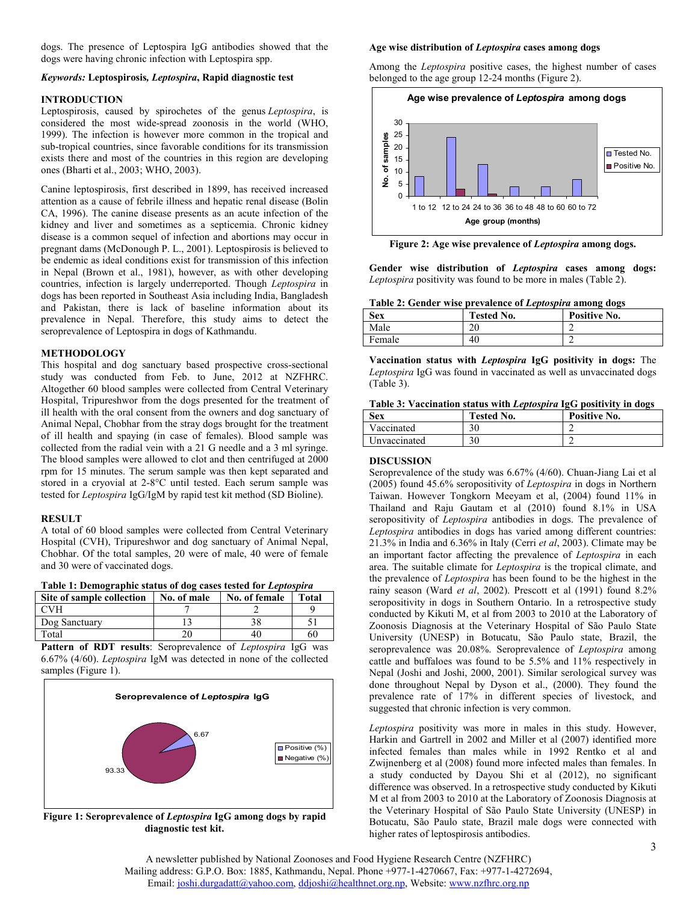dogs. The presence of Leptospira IgG antibodies showed that the dogs were having chronic infection with Leptospira spp.

***Keywords:*** **Leptospirosis, *Leptospira*, Rapid diagnostic test**

## INTRODUCTION

Leptospirosis, caused by spirochetes of the genus *Leptospira*, is considered the most wide-spread zoonosis in the world (WHO, 1999). The infection is however more common in the tropical and sub-tropical countries, since favorable conditions for its transmission exists there and most of the countries in this region are developing ones (Bharti et al., 2003; WHO, 2003).

Canine leptospirosis, first described in 1899, has received increased attention as a cause of febrile illness and hepatic renal disease (Bolin CA, 1996). The canine disease presents as an acute infection of the kidney and liver and sometimes as a septicemia. Chronic kidney disease is a common sequel of infection and abortions may occur in pregnant dams (McDonough P. L., 2001). Leptospirosis is believed to be endemic as ideal conditions exist for transmission of this infection in Nepal (Brown et al., 1981), however, as with other developing countries, infection is largely underreported. Though *Leptospira* in dogs has been reported in Southeast Asia including India, Bangladesh and Pakistan, there is lack of baseline information about its prevalence in Nepal. Therefore, this study aims to detect the seroprevalence of Leptospira in dogs of Kathmandu.

## METHODOLOGY

This hospital and dog sanctuary based prospective cross-sectional study was conducted from Feb. to June, 2012 at NZFHRC. Altogether 60 blood samples were collected from Central Veterinary Hospital, Tripureshwor from the dogs presented for the treatment of ill health with the oral consent from the owners and dog sanctuary of Animal Nepal, Chobhar from the stray dogs brought for the treatment of ill health and spaying (in case of females). Blood sample was collected from the radial vein with a 21 G needle and a 3 ml syringe. The blood samples were allowed to clot and then centrifuged at 2000 rpm for 15 minutes. The serum sample was then kept separated and stored in a cryovial at 2-8°C until tested. Each serum sample was tested for *Leptospira* IgG/IgM by rapid test kit method (SD Bioline).

## RESULT

A total of 60 blood samples were collected from Central Veterinary Hospital (CVH), Tripureshwor and dog sanctuary of Animal Nepal, Chobhar. Of the total samples, 20 were of male, 40 were of female and 30 were of vaccinated dogs.

**Table 1: Demographic status of dog cases tested for *Leptospira***

| Site of sample collection | No. of male | No. of female | Total |
|---|---|---|---|
| CVH | 7 | 2 | 9 |
| Dog Sanctuary | 13 | 38 | 51 |
| Total | 20 | 40 | 60 |

**Pattern of RDT results**: Seroprevalence of *Leptospira* IgG was 6.67% (4/60). *Leptospira* IgM was detected in none of the collected samples (Figure 1).

**Figure 1: Seroprevalence of *Leptospira* IgG among dogs by rapid diagnostic test kit.**

**Age wise distribution of *Leptospira* cases among dogs**

Among the *Leptospira* positive cases, the highest number of cases belonged to the age group 12-24 months (Figure 2).

**Figure 2: Age wise prevalence of *Leptospira* among dogs.**

**Gender wise distribution of *Leptospira* cases among dogs:** *Leptospira* positivity was found to be more in males (Table 2).

**Table 2: Gender wise prevalence of *Leptospira* among dogs**

| Sex | Tested No. | Positive No. |
|---|---|---|
| Male | 20 | 2 |
| Female | 40 | 2 |

**Vaccination status with *Leptospira* IgG positivity in dogs:** The *Leptospira* IgG was found in vaccinated as well as unvaccinated dogs (Table 3).

**Table 3: Vaccination status with *Leptospira* IgG positivity in dogs**

| Sex | Tested No. | Positive No. |
|---|---|---|
| Vaccinated | 30 | 2 |
| Unvaccinated | 30 | 2 |

## DISCUSSION

Seroprevalence of the study was 6.67% (4/60). Chuan-Jiang Lai et al (2005) found 45.6% seropositivity of *Leptospira* in dogs in Northern Taiwan. However Tongkorn Meeyam et al, (2004) found 11% in Thailand and Raju Gautam et al (2010) found 8.1% in USA seropositivity of *Leptospira* antibodies in dogs. The prevalence of *Leptospira* antibodies in dogs has varied among different countries: 21.3% in India and 6.36% in Italy (Cerri *et al*, 2003). Climate may be an important factor affecting the prevalence of *Leptospira* in each area. The suitable climate for *Leptospira* is the tropical climate, and the prevalence of *Leptospira* has been found to be the highest in the rainy season (Ward *et al*, 2002). Prescott et al (1991) found 8.2% seropositivity in dogs in Southern Ontario. In a retrospective study conducted by Kikuti M, et al from 2003 to 2010 at the Laboratory of Zoonosis Diagnosis at the Veterinary Hospital of São Paulo State University (UNESP) in Botucatu, São Paulo state, Brazil, the seroprevalence was 20.08%. Seroprevalence of *Leptospira* among cattle and buffaloes was found to be 5.5% and 11% respectively in Nepal (Joshi and Joshi, 2000, 2001). Similar serological survey was done throughout Nepal by Dyson et al., (2000). They found the prevalence rate of 17% in different species of livestock, and suggested that chronic infection is very common.

*Leptospira* positivity was more in males in this study. However, Harkin and Gartrell in 2002 and Miller et al (2007) identified more infected females than males while in 1992 Rentko et al and Zwijnenberg et al (2008) found more infected males than females. In a study conducted by Dayou Shi et al (2012), no significant difference was observed. In a retrospective study conducted by Kikuti M et al from 2003 to 2010 at the Laboratory of Zoonosis Diagnosis at the Veterinary Hospital of São Paulo State University (UNESP) in Botucatu, São Paulo state, Brazil male dogs were connected with higher rates of leptospirosis antibodies.

A newsletter published by National Zoonoses and Food Hygiene Research Centre (NZFHRC)
Mailing address: G.P.O. Box: 1885, Kathmandu, Nepal. Phone +977-1-4270667, Fax: +977-1-4272694,
Email: joshi.durgadatt@yahoo.com, ddjoshi@healthnet.org.np, Website: www.nzfhrc.org.np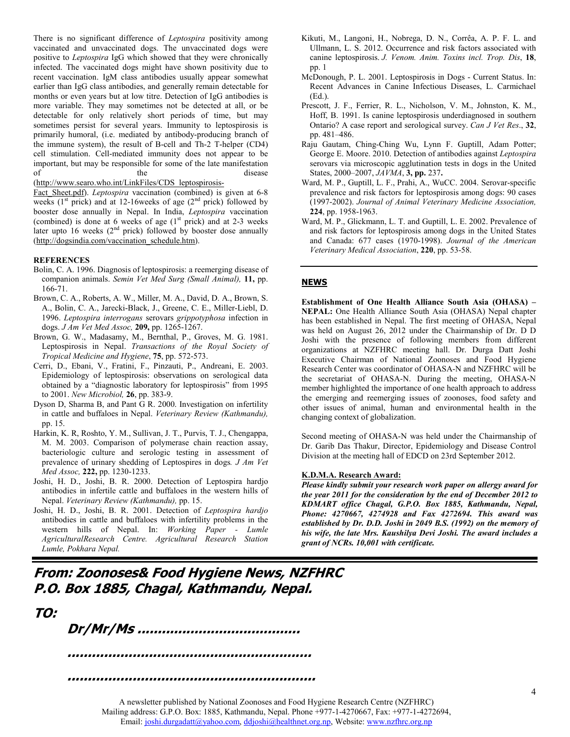There is no significant difference of *Leptospira* positivity among vaccinated and unvaccinated dogs. The unvaccinated dogs were positive to *Leptospira* IgG which showed that they were chronically infected. The vaccinated dogs might have shown positivity due to recent vaccination. IgM class antibodies usually appear somewhat earlier than IgG class antibodies, and generally remain detectable for months or even years but at low titre. Detection of IgG antibodies is more variable. They may sometimes not be detected at all, or be detectable for only relatively short periods of time, but may sometimes persist for several years. Immunity to leptospirosis is primarily humoral, (i.e. mediated by antibody-producing branch of the immune system), the result of B-cell and Th-2 T-helper (CD4) cell stimulation. Cell-mediated immunity does not appear to be important, but may be responsible for some of the late manifestation of the disease (http://www.searo.who.int/LinkFiles/CDS_leptospirosis-Fact_Sheet.pdf). *Leptospira* vaccination (combined) is given at 6-8 weeks (1st prick) and at 12-16weeks of age (2nd prick) followed by booster dose annually in Nepal. In India, *Leptospira* vaccination (combined) is done at 6 weeks of age (1st prick) and at 2-3 weeks later upto 16 weeks (2nd prick) followed by booster dose annually (http://dogsindia.com/vaccination_schedule.htm).

**REFERENCES**

Bolin, C. A. 1996. Diagnosis of leptospirosis: a reemerging disease of companion animals. *Semin Vet Med Surg (Small Animal),* **11,** pp. 166-71.

Brown, C. A., Roberts, A. W., Miller, M. A., David, D. A., Brown, S. A., Bolin, C. A., Jarecki-Black, J., Greene, C. E., Miller-Liebl, D. 1996. *Leptospira interrogans* serovars *grippotyphosa* infection in dogs. *J Am Vet Med Assoc,* **209,** pp. 1265-1267.

Brown, G. W., Madasamy, M., Bernthal, P., Groves, M. G. 1981. Leptospirosis in Nepal. *Transactions of the Royal Society of Tropical Medicine and Hygiene*, **75**, pp. 572-573.

Cerri, D., Ebani, V., Fratini, F., Pinzauti, P., Andreani, E. 2003. Epidemiology of leptospirosis: observations on serological data obtained by a "diagnostic laboratory for leptospirosis" from 1995 to 2001. *New Microbiol,* **26**, pp. 383-9.

Dyson D, Sharma B, and Pant G R. 2000. Investigation on infertility in cattle and buffaloes in Nepal. *Veterinary Review (Kathmandu),* pp. 15.

Harkin, K. R, Roshto, Y. M., Sullivan, J. T., Purvis, T. J., Chengappa, M. M. 2003. Comparison of polymerase chain reaction assay, bacteriologic culture and serologic testing in assessment of prevalence of urinary shedding of Leptospires in dogs*. J Am Vet Med Assoc,* **222,** pp. 1230-1233.

Joshi, H. D., Joshi, B. R. 2000. Detection of Leptospira hardjo antibodies in infertile cattle and buffaloes in the western hills of Nepal. *Veterinary Review (Kathmandu),* pp. 15.

Joshi, H. D., Joshi, B. R. 2001. Detection of *Leptospira hardjo* antibodies in cattle and buffaloes with infertility problems in the western hills of Nepal. In: *Working Paper - Lumle AgriculturalResearch Centre. Agricultural Research Station Lumle, Pokhara Nepal.*

Kikuti, M., Langoni, H., Nobrega, D. N., Corrêa, A. P. F. L. and Ullmann, L. S. 2012. Occurrence and risk factors associated with canine leptospirosis. *J. Venom. Anim. Toxins incl. Trop. Dis*, **18**, pp. 1

McDonough, P. L. 2001. Leptospirosis in Dogs - Current Status. In: Recent Advances in Canine Infectious Diseases, L. Carmichael (Ed.).

Prescott, J. F., Ferrier, R. L., Nicholson, V. M., Johnston, K. M., Hoff, B. 1991. Is canine leptospirosis underdiagnosed in southern Ontario? A case report and serological survey. *Can J Vet Res*., **32**, pp. 481–486.

Raju Gautam, Ching-Ching Wu, Lynn F. Guptill, Adam Potter; George E. Moore. 2010. Detection of antibodies against *Leptospira* serovars via microscopic agglutination tests in dogs in the United States, 2000–2007, *JAVMA*, **3, pp.** 237**.**

Ward, M. P., Guptill, L. F., Prahi, A., WuCC. 2004. Serovar-specific prevalence and risk factors for leptospirosis among dogs: 90 cases (1997-2002). *Journal of Animal Veterinary Medicine Association,* **224**, pp. 1958-1963.

Ward, M. P., Glickmann, L. T. and Guptill, L. E. 2002. Prevalence of and risk factors for leptospirosis among dogs in the United States and Canada: 677 cases (1970-1998). *Journal of the American Veterinary Medical Association*, **220**, pp. 53-58.

## NEWS

**Establishment of One Health Alliance South Asia (OHASA) – NEPAL:** One Health Alliance South Asia (OHASA) Nepal chapter has been established in Nepal. The first meeting of OHASA, Nepal was held on August 26, 2012 under the Chairmanship of Dr. D D Joshi with the presence of following members from different organizations at NZFHRC meeting hall. Dr. Durga Datt Joshi Executive Chairman of National Zoonoses and Food Hygiene Research Center was coordinator of OHASA-N and NZFHRC will be the secretariat of OHASA-N. During the meeting, OHASA-N member highlighted the importance of one health approach to address the emerging and reemerging issues of zoonoses, food safety and other issues of animal, human and environmental health in the changing context of globalization.

Second meeting of OHASA-N was held under the Chairmanship of Dr. Garib Das Thakur, Director, Epidemiology and Disease Control Division at the meeting hall of EDCD on 23rd September 2012.

**K.D.M.A. Research Award:**

***Please kindly submit your research work paper on allergy award for the year 2011 for the consideration by the end of December 2012 to KDMART office Chagal, G.P.O. Box 1885, Kathmandu, Nepal, Phone: 4270667, 4274928 and Fax 4272694. This award was established by Dr. D.D. Joshi in 2049 B.S. (1992) on the memory of his wife, the late Mrs. Kaushilya Devi Joshi. The award includes a grant of NCRs. 10,001 with certificate.***

## From: Zoonoses& Food Hygiene News, NZFHRC
## P.O. Box 1885, Chagal, Kathmandu, Nepal.

## TO:

**Dr/Mr/Ms ......................................**

**..........................................................**

**..........................................................**

A newsletter published by National Zoonoses and Food Hygiene Research Centre (NZFHRC)
Mailing address: G.P.O. Box: 1885, Kathmandu, Nepal. Phone +977-1-4270667, Fax: +977-1-4272694,
Email: joshi.durgadatt@yahoo.com, ddjoshi@healthnet.org.np, Website: www.nzfhrc.org.np